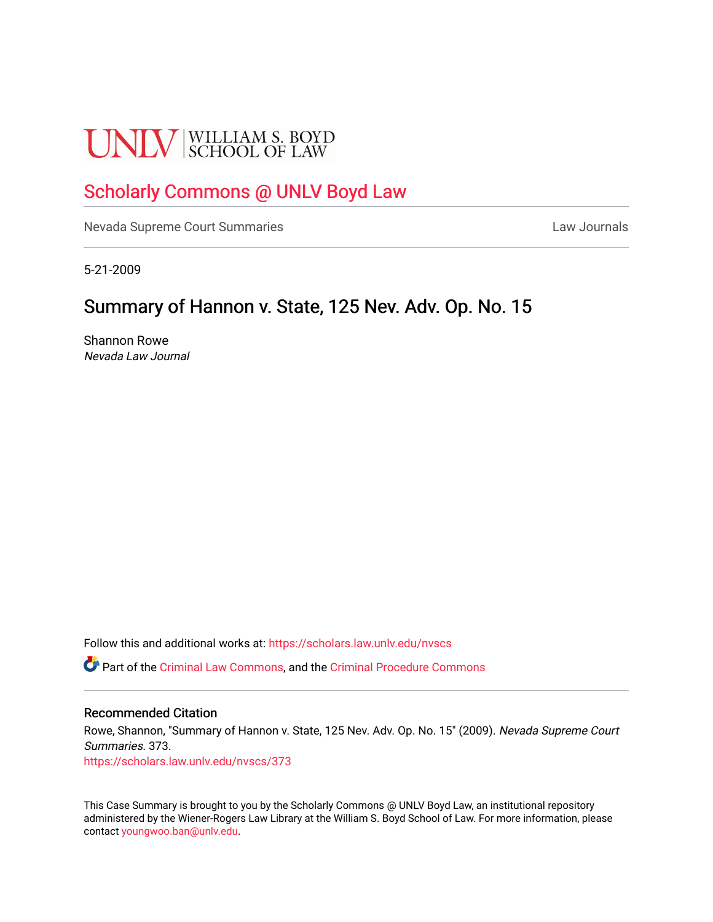UNLV | WILLIAM S. BOYD SCHOOL OF LAW

# Scholarly Commons @ UNLV Boyd Law

Nevada Supreme Court Summaries | Law Journals

5-21-2009

## Summary of Hannon v. State, 125 Nev. Adv. Op. No. 15

Shannon Rowe
*Nevada Law Journal*

Follow this and additional works at: https://scholars.law.unlv.edu/nvscs

Part of the Criminal Law Commons, and the Criminal Procedure Commons

### Recommended Citation

Rowe, Shannon, "Summary of Hannon v. State, 125 Nev. Adv. Op. No. 15" (2009). *Nevada Supreme Court Summaries*. 373.
https://scholars.law.unlv.edu/nvscs/373

This Case Summary is brought to you by the Scholarly Commons @ UNLV Boyd Law, an institutional repository administered by the Wiener-Rogers Law Library at the William S. Boyd School of Law. For more information, please contact youngwoo.ban@unlv.edu.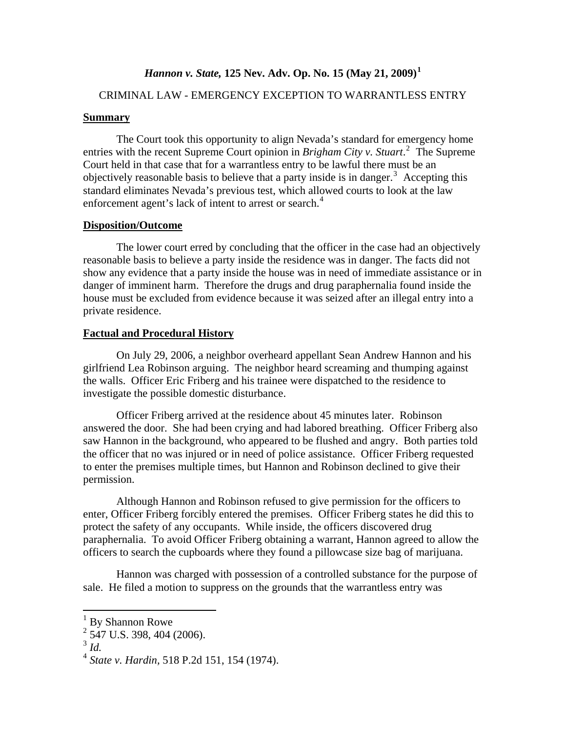*Hannon v. State,* **125 Nev. Adv. Op. No. 15 (May 21, 2009)**[1]

CRIMINAL LAW - EMERGENCY EXCEPTION TO WARRANTLESS ENTRY

## Summary

The Court took this opportunity to align Nevada's standard for emergency home entries with the recent Supreme Court opinion in *Brigham City v. Stuart*.[2] The Supreme Court held in that case that for a warrantless entry to be lawful there must be an objectively reasonable basis to believe that a party inside is in danger.[3] Accepting this standard eliminates Nevada's previous test, which allowed courts to look at the law enforcement agent's lack of intent to arrest or search.[4]

## Disposition/Outcome

The lower court erred by concluding that the officer in the case had an objectively reasonable basis to believe a party inside the residence was in danger. The facts did not show any evidence that a party inside the house was in need of immediate assistance or in danger of imminent harm. Therefore the drugs and drug paraphernalia found inside the house must be excluded from evidence because it was seized after an illegal entry into a private residence.

## Factual and Procedural History

On July 29, 2006, a neighbor overheard appellant Sean Andrew Hannon and his girlfriend Lea Robinson arguing. The neighbor heard screaming and thumping against the walls. Officer Eric Friberg and his trainee were dispatched to the residence to investigate the possible domestic disturbance.

Officer Friberg arrived at the residence about 45 minutes later. Robinson answered the door. She had been crying and had labored breathing. Officer Friberg also saw Hannon in the background, who appeared to be flushed and angry. Both parties told the officer that no was injured or in need of police assistance. Officer Friberg requested to enter the premises multiple times, but Hannon and Robinson declined to give their permission.

Although Hannon and Robinson refused to give permission for the officers to enter, Officer Friberg forcibly entered the premises. Officer Friberg states he did this to protect the safety of any occupants. While inside, the officers discovered drug paraphernalia. To avoid Officer Friberg obtaining a warrant, Hannon agreed to allow the officers to search the cupboards where they found a pillowcase size bag of marijuana.

Hannon was charged with possession of a controlled substance for the purpose of sale. He filed a motion to suppress on the grounds that the warrantless entry was

---

[1] By Shannon Rowe

[2] 547 U.S. 398, 404 (2006).

[3] *Id.*

[4] *State v. Hardin*, 518 P.2d 151, 154 (1974).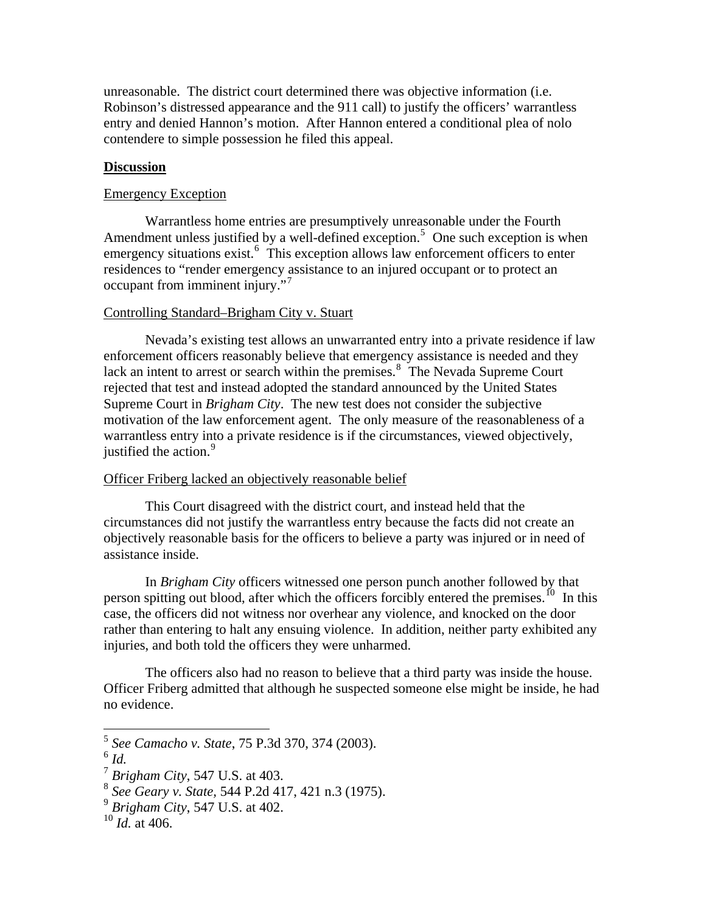unreasonable. The district court determined there was objective information (i.e. Robinson's distressed appearance and the 911 call) to justify the officers' warrantless entry and denied Hannon's motion. After Hannon entered a conditional plea of nolo contendere to simple possession he filed this appeal.

## **Discussion**

### Emergency Exception

Warrantless home entries are presumptively unreasonable under the Fourth Amendment unless justified by a well-defined exception.[5] One such exception is when emergency situations exist.[6] This exception allows law enforcement officers to enter residences to "render emergency assistance to an injured occupant or to protect an occupant from imminent injury."[7]

### Controlling Standard–Brigham City v. Stuart

Nevada's existing test allows an unwarranted entry into a private residence if law enforcement officers reasonably believe that emergency assistance is needed and they lack an intent to arrest or search within the premises.[8] The Nevada Supreme Court rejected that test and instead adopted the standard announced by the United States Supreme Court in *Brigham City*. The new test does not consider the subjective motivation of the law enforcement agent. The only measure of the reasonableness of a warrantless entry into a private residence is if the circumstances, viewed objectively, justified the action.[9]

### Officer Friberg lacked an objectively reasonable belief

This Court disagreed with the district court, and instead held that the circumstances did not justify the warrantless entry because the facts did not create an objectively reasonable basis for the officers to believe a party was injured or in need of assistance inside.

In *Brigham City* officers witnessed one person punch another followed by that person spitting out blood, after which the officers forcibly entered the premises.[10] In this case, the officers did not witness nor overhear any violence, and knocked on the door rather than entering to halt any ensuing violence. In addition, neither party exhibited any injuries, and both told the officers they were unharmed.

The officers also had no reason to believe that a third party was inside the house. Officer Friberg admitted that although he suspected someone else might be inside, he had no evidence.

---

[5] *See Camacho v. State*, 75 P.3d 370, 374 (2003).
[6] *Id.*
[7] *Brigham City*, 547 U.S. at 403.
[8] *See Geary v. State*, 544 P.2d 417, 421 n.3 (1975).
[9] *Brigham City*, 547 U.S. at 402.
[10] *Id.* at 406.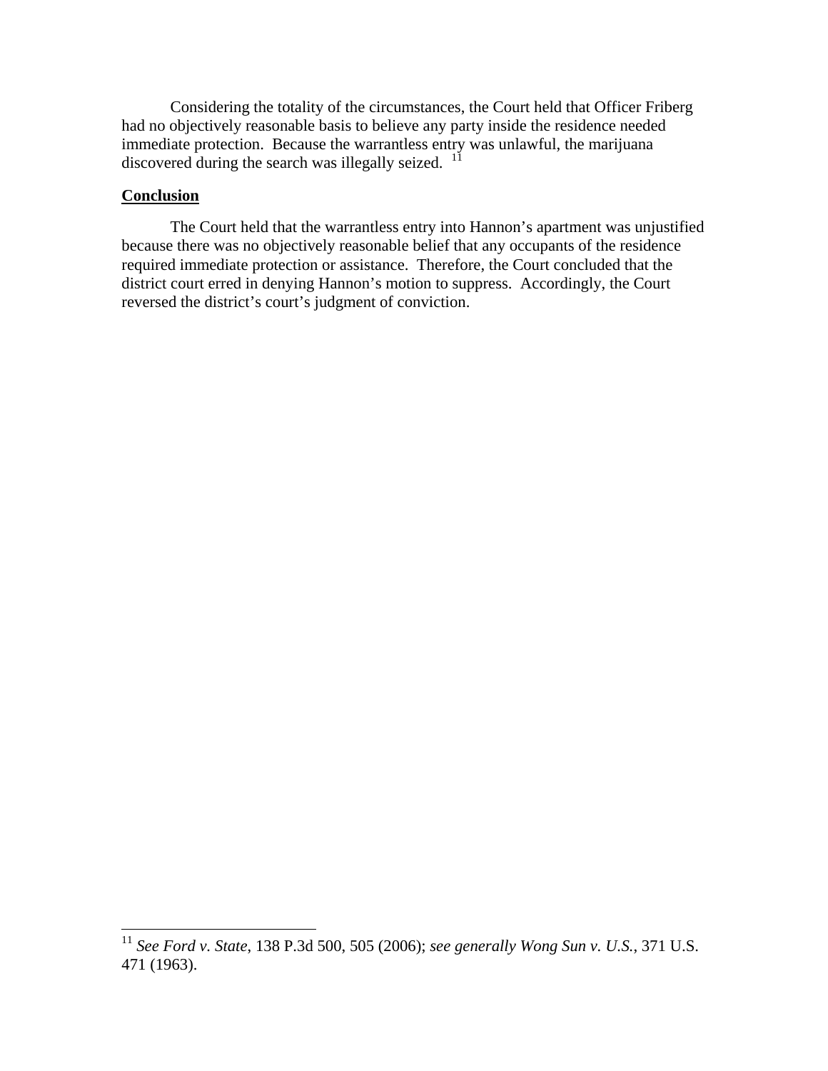Considering the totality of the circumstances, the Court held that Officer Friberg had no objectively reasonable basis to believe any party inside the residence needed immediate protection. Because the warrantless entry was unlawful, the marijuana discovered during the search was illegally seized. [11]

**Conclusion**

The Court held that the warrantless entry into Hannon's apartment was unjustified because there was no objectively reasonable belief that any occupants of the residence required immediate protection or assistance. Therefore, the Court concluded that the district court erred in denying Hannon's motion to suppress. Accordingly, the Court reversed the district's court's judgment of conviction.

---

[11] *See Ford v. State*, 138 P.3d 500, 505 (2006); *see generally Wong Sun v. U.S.*, 371 U.S. 471 (1963).